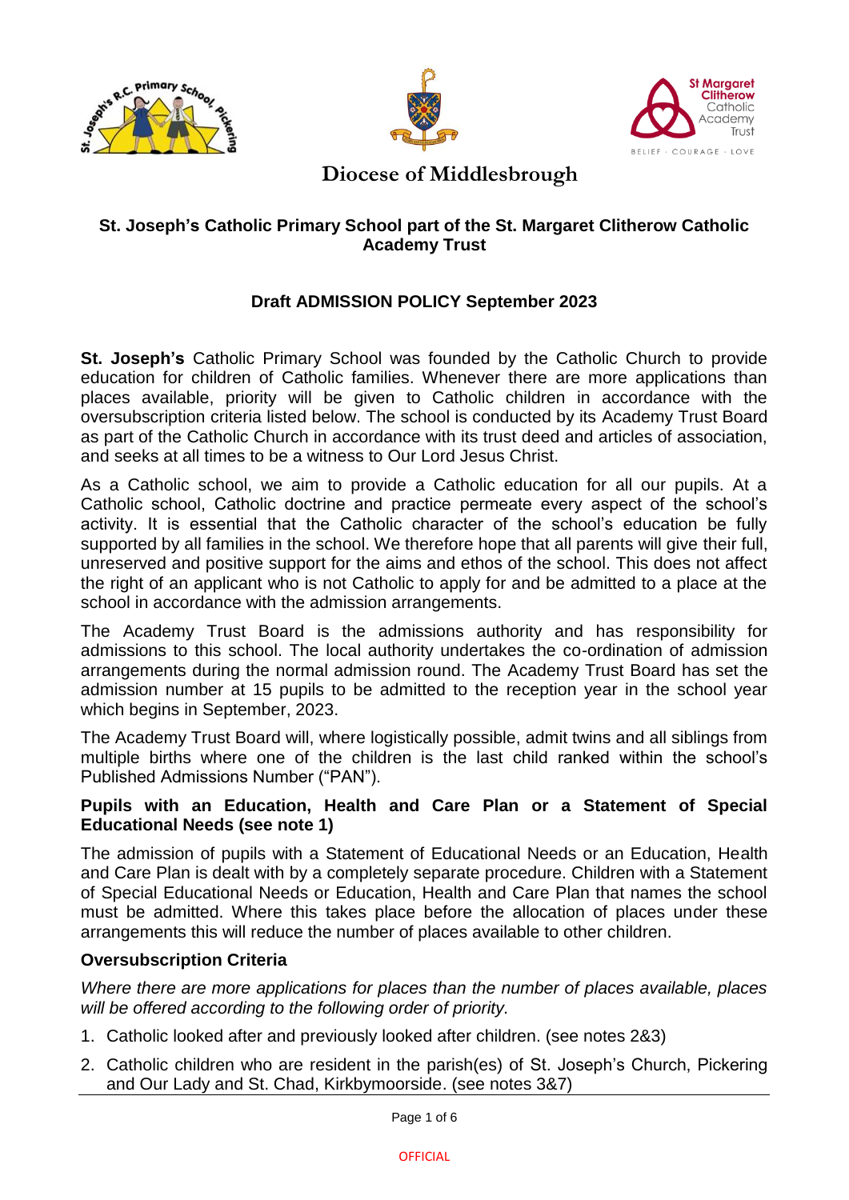Diocese of Middlesbrough

## St. Joseph's Catholic Primary School part of the St. Margaret Clitherow Catholic Academy Trust

## Draft ADMISSION POLICY September 2023

**St. Joseph's** Catholic Primary School was founded by the Catholic Church to provide education for children of Catholic families. Whenever there are more applications than places available, priority will be given to Catholic children in accordance with the oversubscription criteria listed below. The school is conducted by its Academy Trust Board as part of the Catholic Church in accordance with its trust deed and articles of association, and seeks at all times to be a witness to Our Lord Jesus Christ.

As a Catholic school, we aim to provide a Catholic education for all our pupils. At a Catholic school, Catholic doctrine and practice permeate every aspect of the school's activity. It is essential that the Catholic character of the school's education be fully supported by all families in the school. We therefore hope that all parents will give their full, unreserved and positive support for the aims and ethos of the school. This does not affect the right of an applicant who is not Catholic to apply for and be admitted to a place at the school in accordance with the admission arrangements.

The Academy Trust Board is the admissions authority and has responsibility for admissions to this school. The local authority undertakes the co-ordination of admission arrangements during the normal admission round. The Academy Trust Board has set the admission number at 15 pupils to be admitted to the reception year in the school year which begins in September, 2023.

The Academy Trust Board will, where logistically possible, admit twins and all siblings from multiple births where one of the children is the last child ranked within the school's Published Admissions Number ("PAN").

### Pupils with an Education, Health and Care Plan or a Statement of Special Educational Needs (see note 1)

The admission of pupils with a Statement of Educational Needs or an Education, Health and Care Plan is dealt with by a completely separate procedure. Children with a Statement of Special Educational Needs or Education, Health and Care Plan that names the school must be admitted. Where this takes place before the allocation of places under these arrangements this will reduce the number of places available to other children.

### Oversubscription Criteria

*Where there are more applications for places than the number of places available, places will be offered according to the following order of priority.*

1. Catholic looked after and previously looked after children. (see notes 2&3)
2. Catholic children who are resident in the parish(es) of St. Joseph's Church, Pickering and Our Lady and St. Chad, Kirkbymoorside. (see notes 3&7)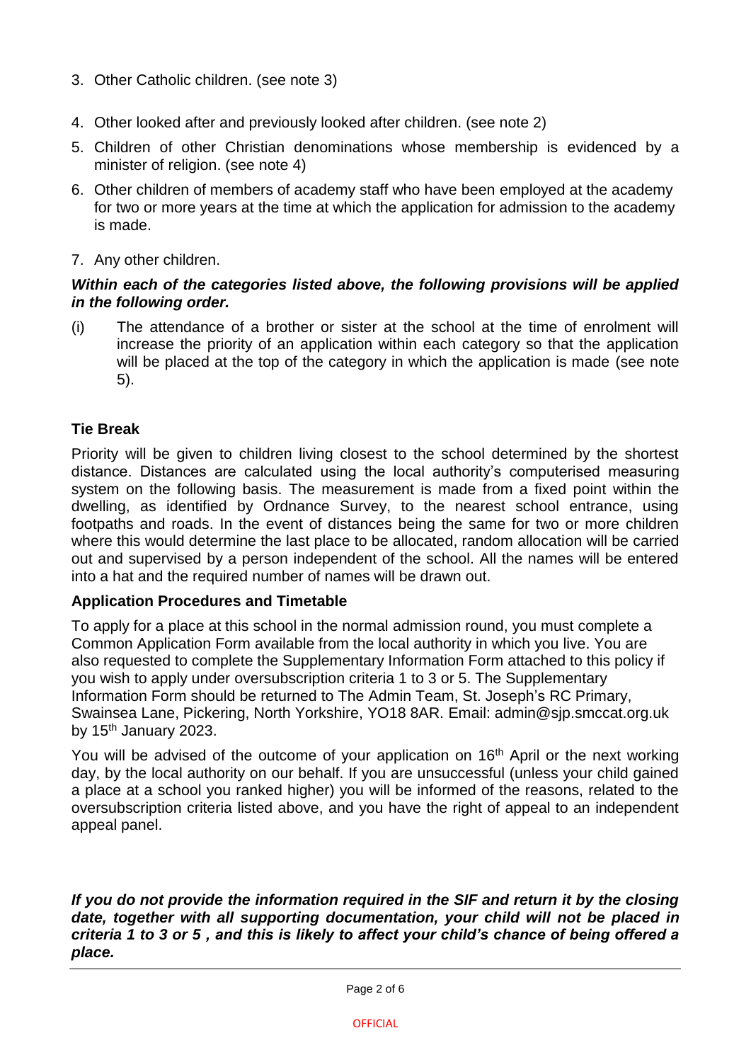3. Other Catholic children. (see note 3)
4. Other looked after and previously looked after children. (see note 2)
5. Children of other Christian denominations whose membership is evidenced by a minister of religion. (see note 4)
6. Other children of members of academy staff who have been employed at the academy for two or more years at the time at which the application for admission to the academy is made.
7. Any other children.

***Within each of the categories listed above, the following provisions will be applied in the following order.***

(i) The attendance of a brother or sister at the school at the time of enrolment will increase the priority of an application within each category so that the application will be placed at the top of the category in which the application is made (see note 5).

**Tie Break**

Priority will be given to children living closest to the school determined by the shortest distance. Distances are calculated using the local authority's computerised measuring system on the following basis. The measurement is made from a fixed point within the dwelling, as identified by Ordnance Survey, to the nearest school entrance, using footpaths and roads. In the event of distances being the same for two or more children where this would determine the last place to be allocated, random allocation will be carried out and supervised by a person independent of the school. All the names will be entered into a hat and the required number of names will be drawn out.

**Application Procedures and Timetable**

To apply for a place at this school in the normal admission round, you must complete a Common Application Form available from the local authority in which you live. You are also requested to complete the Supplementary Information Form attached to this policy if you wish to apply under oversubscription criteria 1 to 3 or 5. The Supplementary Information Form should be returned to The Admin Team, St. Joseph's RC Primary, Swainsea Lane, Pickering, North Yorkshire, YO18 8AR. Email: admin@sjp.smccat.org.uk by 15th January 2023.

You will be advised of the outcome of your application on 16th April or the next working day, by the local authority on our behalf. If you are unsuccessful (unless your child gained a place at a school you ranked higher) you will be informed of the reasons, related to the oversubscription criteria listed above, and you have the right of appeal to an independent appeal panel.

***If you do not provide the information required in the SIF and return it by the closing date, together with all supporting documentation, your child will not be placed in criteria 1 to 3 or 5 , and this is likely to affect your child's chance of being offered a place.***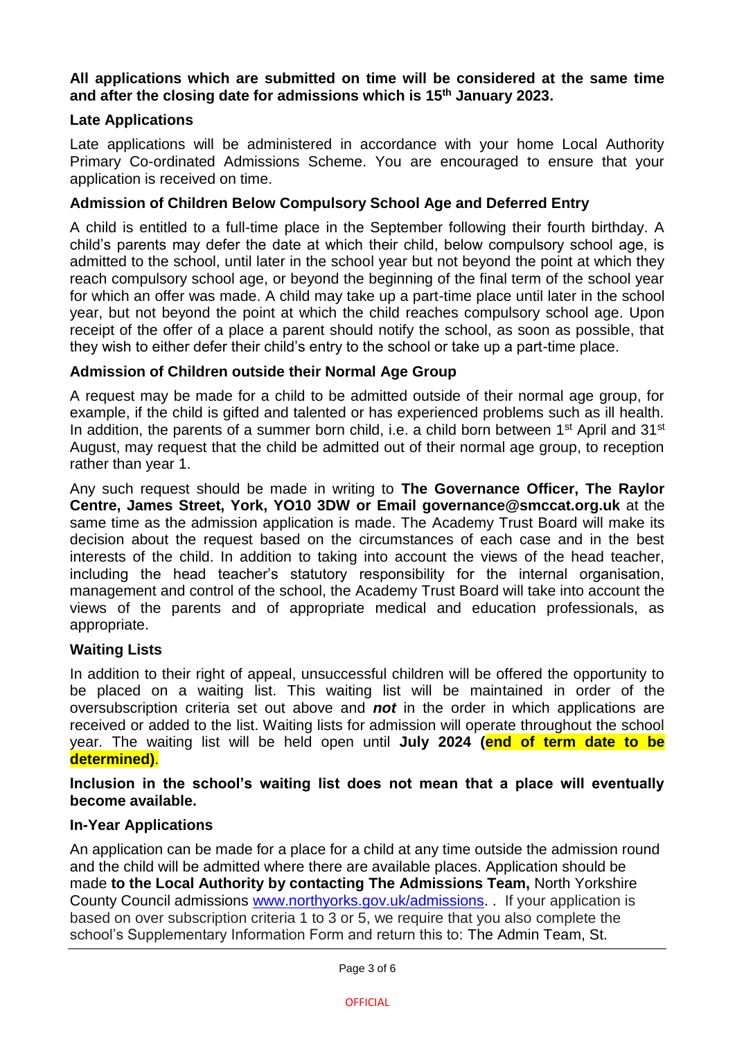**All applications which are submitted on time will be considered at the same time and after the closing date for admissions which is 15th January 2023.**

### Late Applications

Late applications will be administered in accordance with your home Local Authority Primary Co-ordinated Admissions Scheme. You are encouraged to ensure that your application is received on time.

### Admission of Children Below Compulsory School Age and Deferred Entry

A child is entitled to a full-time place in the September following their fourth birthday. A child's parents may defer the date at which their child, below compulsory school age, is admitted to the school, until later in the school year but not beyond the point at which they reach compulsory school age, or beyond the beginning of the final term of the school year for which an offer was made. A child may take up a part-time place until later in the school year, but not beyond the point at which the child reaches compulsory school age. Upon receipt of the offer of a place a parent should notify the school, as soon as possible, that they wish to either defer their child's entry to the school or take up a part-time place.

### Admission of Children outside their Normal Age Group

A request may be made for a child to be admitted outside of their normal age group, for example, if the child is gifted and talented or has experienced problems such as ill health. In addition, the parents of a summer born child, i.e. a child born between 1st April and 31st August, may request that the child be admitted out of their normal age group, to reception rather than year 1.

Any such request should be made in writing to **The Governance Officer, The Raylor Centre, James Street, York, YO10 3DW or Email governance@smccat.org.uk** at the same time as the admission application is made. The Academy Trust Board will make its decision about the request based on the circumstances of each case and in the best interests of the child. In addition to taking into account the views of the head teacher, including the head teacher's statutory responsibility for the internal organisation, management and control of the school, the Academy Trust Board will take into account the views of the parents and of appropriate medical and education professionals, as appropriate.

### Waiting Lists

In addition to their right of appeal, unsuccessful children will be offered the opportunity to be placed on a waiting list. This waiting list will be maintained in order of the oversubscription criteria set out above and ***not*** in the order in which applications are received or added to the list. Waiting lists for admission will operate throughout the school year. The waiting list will be held open until **July 2024 (end of term date to be determined)**.

**Inclusion in the school's waiting list does not mean that a place will eventually become available.**

### In-Year Applications

An application can be made for a place for a child at any time outside the admission round and the child will be admitted where there are available places. Application should be made **to the Local Authority by contacting The Admissions Team,** North Yorkshire County Council admissions [www.northyorks.gov.uk/admissions](www.northyorks.gov.uk/admissions). . If your application is based on over subscription criteria 1 to 3 or 5, we require that you also complete the school's Supplementary Information Form and return this to: The Admin Team, St.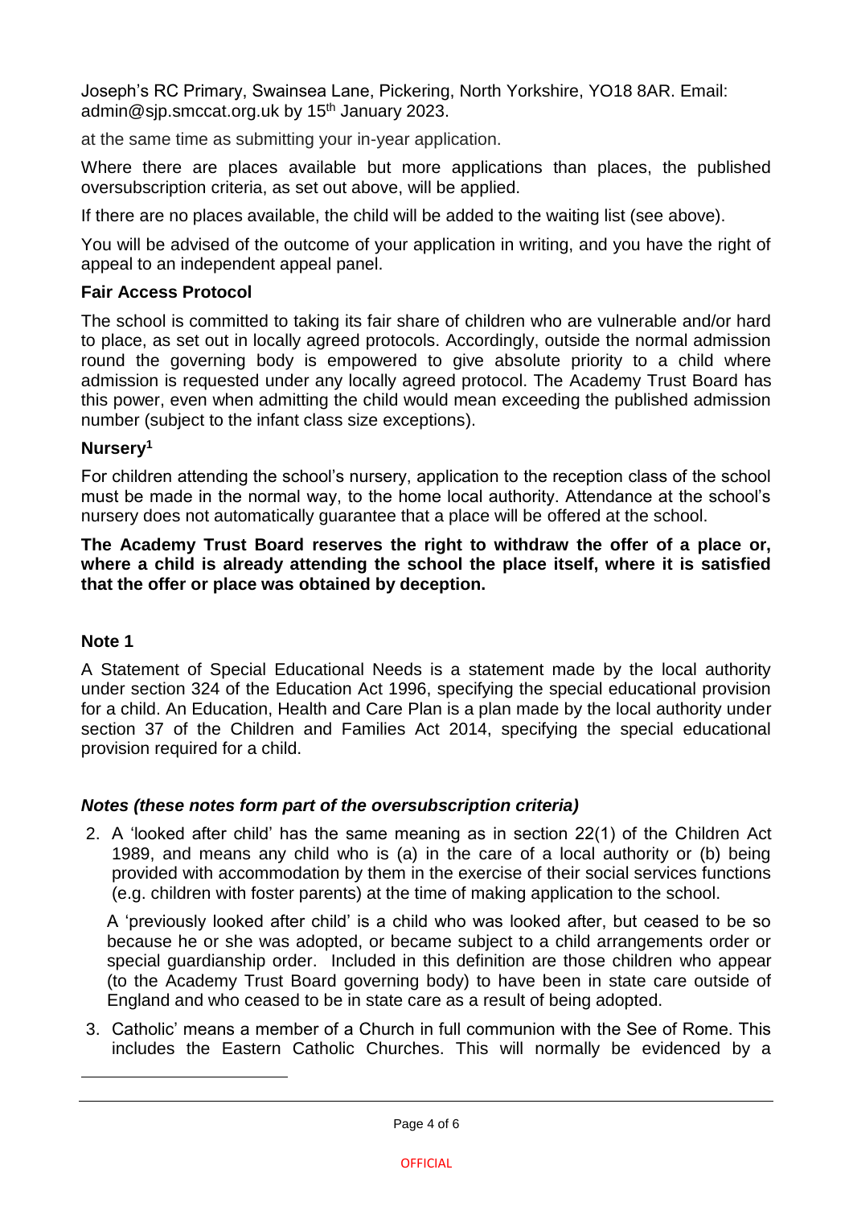Joseph's RC Primary, Swainsea Lane, Pickering, North Yorkshire, YO18 8AR. Email: admin@sjp.smccat.org.uk by 15th January 2023.

at the same time as submitting your in-year application.

Where there are places available but more applications than places, the published oversubscription criteria, as set out above, will be applied.

If there are no places available, the child will be added to the waiting list (see above).

You will be advised of the outcome of your application in writing, and you have the right of appeal to an independent appeal panel.

**Fair Access Protocol**

The school is committed to taking its fair share of children who are vulnerable and/or hard to place, as set out in locally agreed protocols. Accordingly, outside the normal admission round the governing body is empowered to give absolute priority to a child where admission is requested under any locally agreed protocol. The Academy Trust Board has this power, even when admitting the child would mean exceeding the published admission number (subject to the infant class size exceptions).

**Nursery[1]**

For children attending the school's nursery, application to the reception class of the school must be made in the normal way, to the home local authority. Attendance at the school's nursery does not automatically guarantee that a place will be offered at the school.

**The Academy Trust Board reserves the right to withdraw the offer of a place or, where a child is already attending the school the place itself, where it is satisfied that the offer or place was obtained by deception.**

**Note 1**

A Statement of Special Educational Needs is a statement made by the local authority under section 324 of the Education Act 1996, specifying the special educational provision for a child. An Education, Health and Care Plan is a plan made by the local authority under section 37 of the Children and Families Act 2014, specifying the special educational provision required for a child.

***Notes (these notes form part of the oversubscription criteria)***

2. A 'looked after child' has the same meaning as in section 22(1) of the Children Act 1989, and means any child who is (a) in the care of a local authority or (b) being provided with accommodation by them in the exercise of their social services functions (e.g. children with foster parents) at the time of making application to the school.

   A 'previously looked after child' is a child who was looked after, but ceased to be so because he or she was adopted, or became subject to a child arrangements order or special guardianship order. Included in this definition are those children who appear (to the Academy Trust Board governing body) to have been in state care outside of England and who ceased to be in state care as a result of being adopted.

3. Catholic' means a member of a Church in full communion with the See of Rome. This includes the Eastern Catholic Churches. This will normally be evidenced by a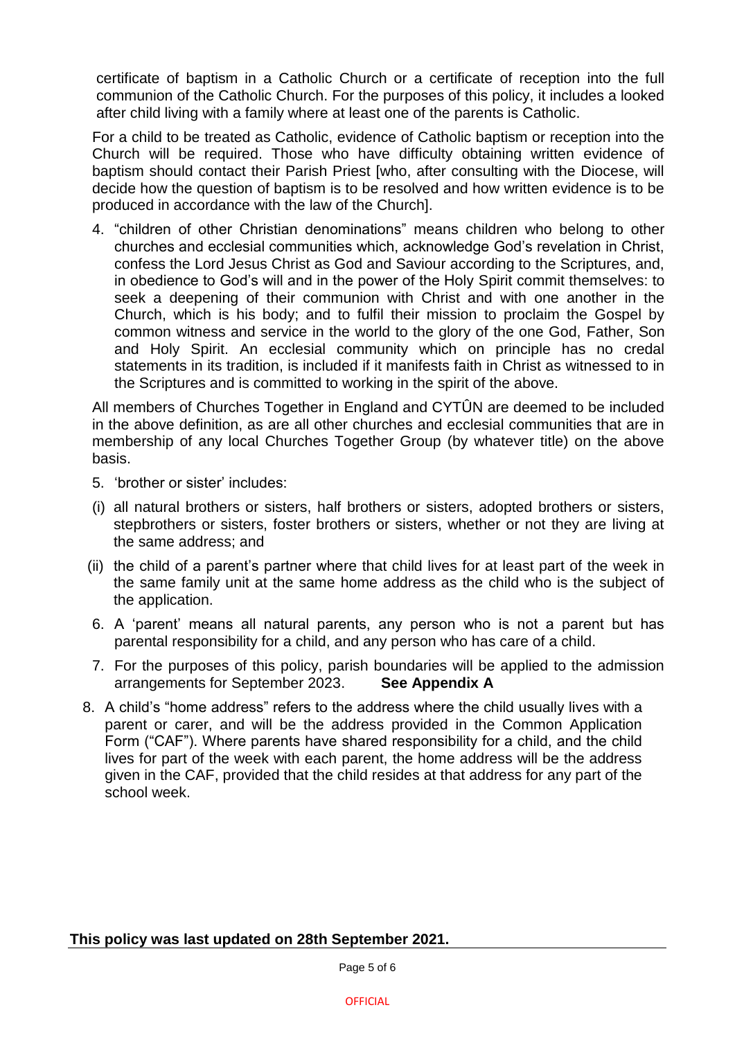certificate of baptism in a Catholic Church or a certificate of reception into the full communion of the Catholic Church. For the purposes of this policy, it includes a looked after child living with a family where at least one of the parents is Catholic.

For a child to be treated as Catholic, evidence of Catholic baptism or reception into the Church will be required. Those who have difficulty obtaining written evidence of baptism should contact their Parish Priest [who, after consulting with the Diocese, will decide how the question of baptism is to be resolved and how written evidence is to be produced in accordance with the law of the Church].

4. "children of other Christian denominations" means children who belong to other churches and ecclesial communities which, acknowledge God's revelation in Christ, confess the Lord Jesus Christ as God and Saviour according to the Scriptures, and, in obedience to God's will and in the power of the Holy Spirit commit themselves: to seek a deepening of their communion with Christ and with one another in the Church, which is his body; and to fulfil their mission to proclaim the Gospel by common witness and service in the world to the glory of the one God, Father, Son and Holy Spirit. An ecclesial community which on principle has no credal statements in its tradition, is included if it manifests faith in Christ as witnessed to in the Scriptures and is committed to working in the spirit of the above.

All members of Churches Together in England and CYTÛN are deemed to be included in the above definition, as are all other churches and ecclesial communities that are in membership of any local Churches Together Group (by whatever title) on the above basis.

5. 'brother or sister' includes:

(i) all natural brothers or sisters, half brothers or sisters, adopted brothers or sisters, stepbrothers or sisters, foster brothers or sisters, whether or not they are living at the same address; and

(ii) the child of a parent's partner where that child lives for at least part of the week in the same family unit at the same home address as the child who is the subject of the application.

6. A 'parent' means all natural parents, any person who is not a parent but has parental responsibility for a child, and any person who has care of a child.

7. For the purposes of this policy, parish boundaries will be applied to the admission arrangements for September 2023. **See Appendix A**

8. A child's "home address" refers to the address where the child usually lives with a parent or carer, and will be the address provided in the Common Application Form ("CAF"). Where parents have shared responsibility for a child, and the child lives for part of the week with each parent, the home address will be the address given in the CAF, provided that the child resides at that address for any part of the school week.

**This policy was last updated on 28th September 2021.**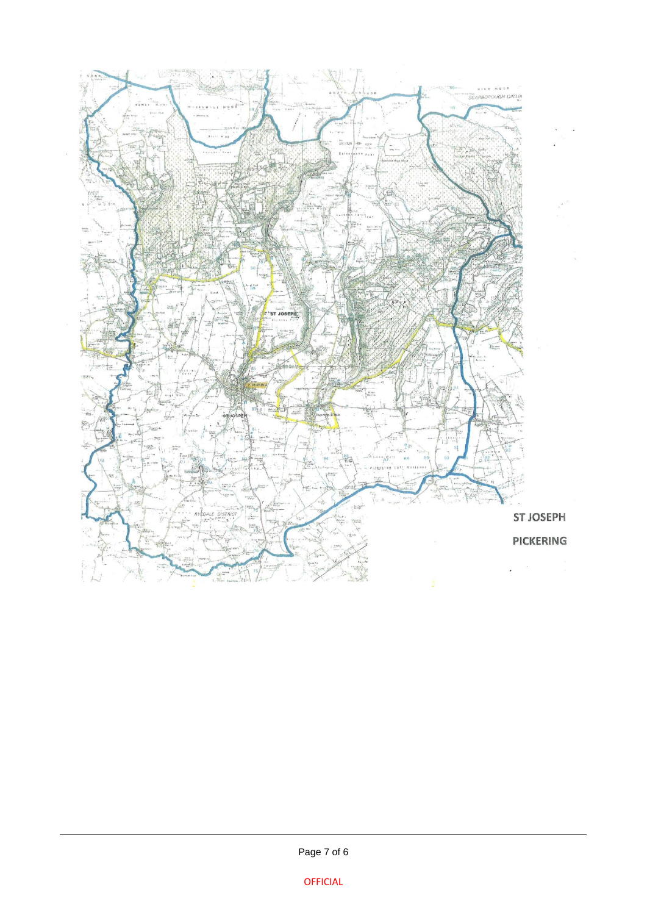ST JOSEPH

PICKERING